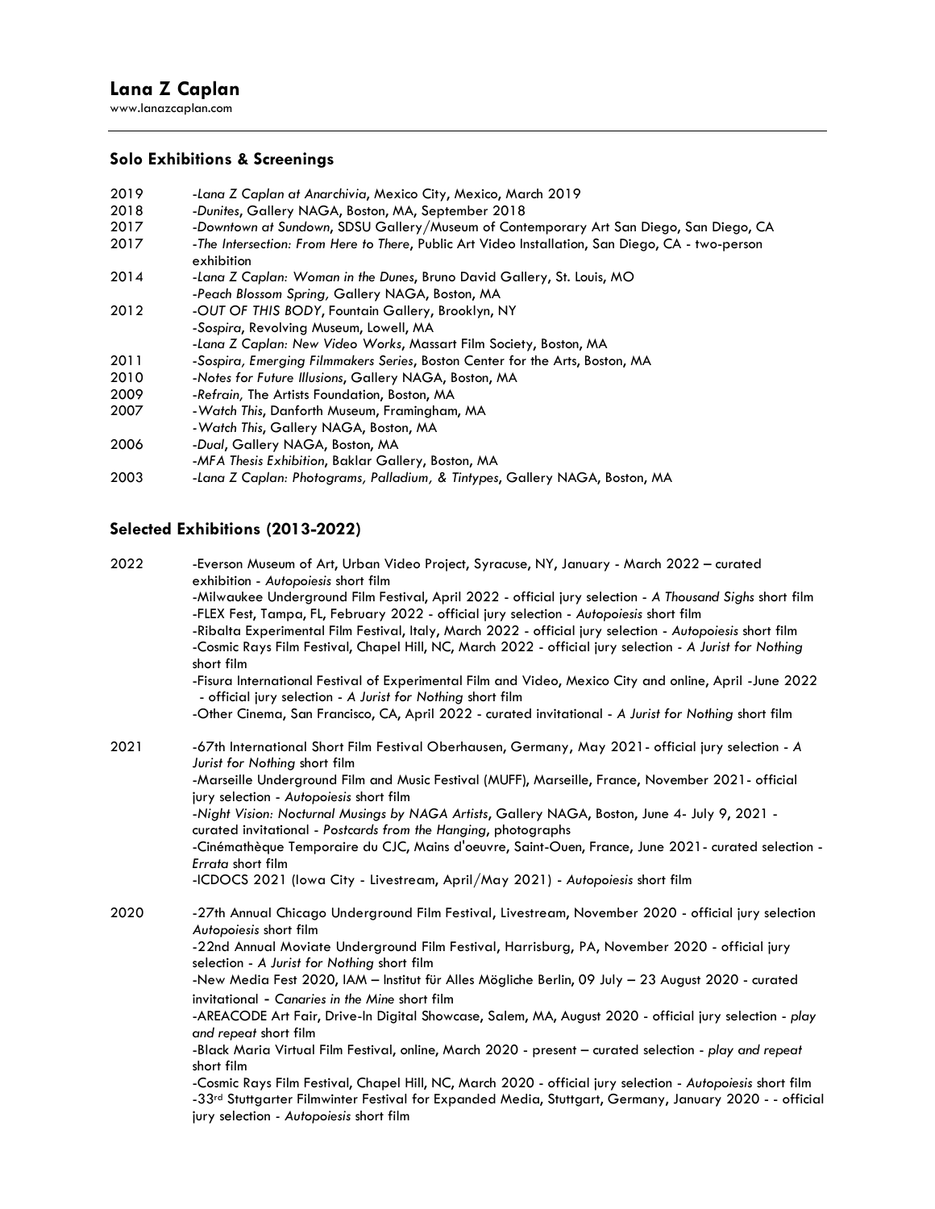# Lana Z Caplan

www.lanazcaplan.com

## Solo Exhibitions & Screenings

2019 -*Lana Z Caplan at Anarchivia*, Mexico City, Mexico, March 2019

2018 -*Dunites*, Gallery NAGA, Boston, MA, September 2018

2017 -*Downtown at Sundown*, SDSU Gallery/Museum of Contemporary Art San Diego, San Diego, CA

2017 -*The Intersection: From Here to There*, Public Art Video Installation, San Diego, CA - two-person exhibition

2014 -*Lana Z Caplan: Woman in the Dunes*, Bruno David Gallery, St. Louis, MO
-*Peach Blossom Spring,* Gallery NAGA, Boston, MA

2012 -*OUT OF THIS BODY*, Fountain Gallery, Brooklyn, NY
-*Sospira*, Revolving Museum, Lowell, MA
-*Lana Z Caplan: New Video Works*, Massart Film Society, Boston, MA

2011 -*Sospira, Emerging Filmmakers Series*, Boston Center for the Arts, Boston, MA

2010 -*Notes for Future Illusions*, Gallery NAGA, Boston, MA

2009 -*Refrain,* The Artists Foundation, Boston, MA

2007 -*Watch This*, Danforth Museum, Framingham, MA
-*Watch This*, Gallery NAGA, Boston, MA

2006 -*Dual*, Gallery NAGA, Boston, MA
-*MFA Thesis Exhibition*, Baklar Gallery, Boston, MA

2003 -*Lana Z Caplan: Photograms, Palladium, & Tintypes*, Gallery NAGA, Boston, MA

## Selected Exhibitions (2013-2022)

2022 -Everson Museum of Art, Urban Video Project, Syracuse, NY, January - March 2022 – curated exhibition - *Autopoiesis* short film
-Milwaukee Underground Film Festival, April 2022 - official jury selection - *A Thousand Sighs* short film
-FLEX Fest, Tampa, FL, February 2022 - official jury selection - *Autopoiesis* short film
-Ribalta Experimental Film Festival, Italy, March 2022 - official jury selection - *Autopoiesis* short film
-Cosmic Rays Film Festival, Chapel Hill, NC, March 2022 - official jury selection - *A Jurist for Nothing* short film
-Fisura International Festival of Experimental Film and Video, Mexico City and online, April -June 2022 - official jury selection - *A Jurist for Nothing* short film
-Other Cinema, San Francisco, CA, April 2022 - curated invitational - *A Jurist for Nothing* short film

2021 -67th International Short Film Festival Oberhausen, Germany, May 2021- official jury selection - *A Jurist for Nothing* short film
-Marseille Underground Film and Music Festival (MUFF), Marseille, France, November 2021- official jury selection - *Autopoiesis* short film
-*Night Vision: Nocturnal Musings by NAGA Artists*, Gallery NAGA, Boston, June 4- July 9, 2021 - curated invitational - *Postcards from the Hanging*, photographs
-Cinémathèque Temporaire du CJC, Mains d'oeuvre, Saint-Ouen, France, June 2021- curated selection - *Errata* short film
-ICDOCS 2021 (Iowa City - Livestream, April/May 2021) - *Autopoiesis* short film

2020 -27th Annual Chicago Underground Film Festival, Livestream, November 2020 - official jury selection *Autopoiesis* short film
-22nd Annual Moviate Underground Film Festival, Harrisburg, PA, November 2020 - official jury selection - *A Jurist for Nothing* short film
-New Media Fest 2020, IAM – Institut für Alles Mögliche Berlin, 09 July – 23 August 2020 - curated invitational - *Canaries in the Mine* short film
-AREACODE Art Fair, Drive-In Digital Showcase, Salem, MA, August 2020 - official jury selection - *play and repeat* short film
-Black Maria Virtual Film Festival, online, March 2020 - present – curated selection - *play and repeat* short film
-Cosmic Rays Film Festival, Chapel Hill, NC, March 2020 - official jury selection - *Autopoiesis* short film
-33rd Stuttgarter Filmwinter Festival for Expanded Media, Stuttgart, Germany, January 2020 - - official jury selection - *Autopoiesis* short film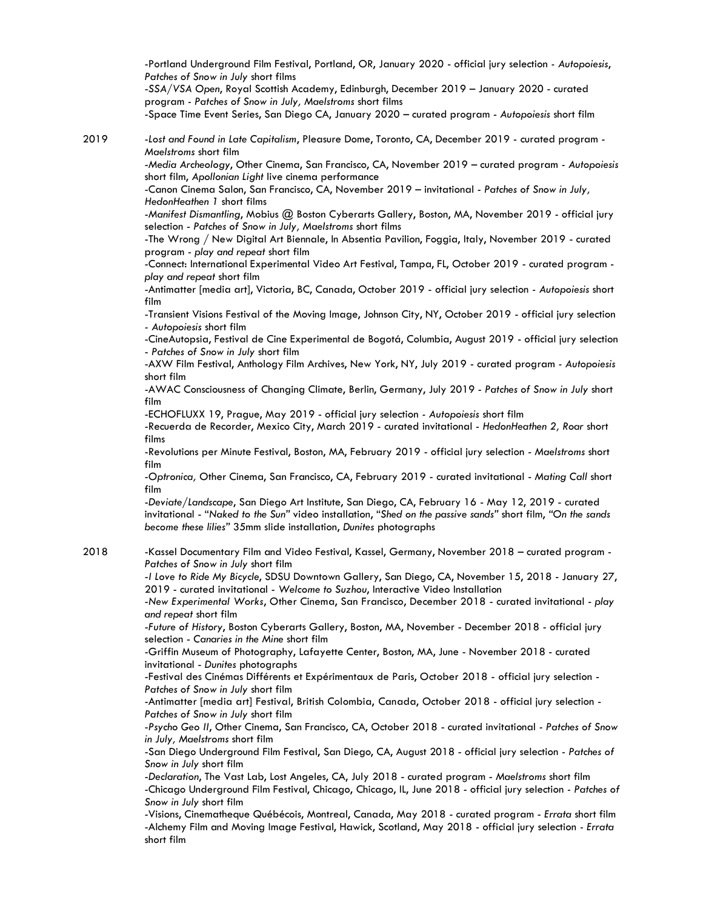-Portland Underground Film Festival, Portland, OR, January 2020 - official jury selection - *Autopoiesis, Patches of Snow in July* short films
-*SSA/VSA Open*, Royal Scottish Academy, Edinburgh, December 2019 – January 2020 - curated program - *Patches of Snow in July, Maelstroms* short films
-Space Time Event Series, San Diego CA, January 2020 – curated program - *Autopoiesis* short film

2019

-*Lost and Found in Late Capitalism*, Pleasure Dome, Toronto, CA, December 2019 - curated program - *Maelstroms* short film
-*Media Archeology*, Other Cinema, San Francisco, CA, November 2019 – curated program - *Autopoiesis* short film, *Apollonian Light* live cinema performance
-Canon Cinema Salon, San Francisco, CA, November 2019 – invitational - *Patches of Snow in July, HedonHeathen 1* short films
-*Manifest Dismantling*, Mobius @ Boston Cyberarts Gallery, Boston, MA, November 2019 - official jury selection - *Patches of Snow in July, Maelstroms* short films
-The Wrong / New Digital Art Biennale, In Absentia Pavilion, Foggia, Italy, November 2019 - curated program - *play and repeat* short film
-Connect: International Experimental Video Art Festival, Tampa, FL, October 2019 - curated program - *play and repeat* short film
-Antimatter [media art], Victoria, BC, Canada, October 2019 - official jury selection - *Autopoiesis* short film
-Transient Visions Festival of the Moving Image, Johnson City, NY, October 2019 - official jury selection - *Autopoiesis* short film
-CineAutopsia, Festival de Cine Experimental de Bogotá, Columbia, August 2019 - official jury selection - *Patches of Snow in July* short film
-AXW Film Festival, Anthology Film Archives, New York, NY, July 2019 - curated program - *Autopoiesis* short film
-AWAC Consciousness of Changing Climate, Berlin, Germany, July 2019 - *Patches of Snow in July* short film
-ECHOFLUXX 19, Prague, May 2019 - official jury selection - *Autopoiesis* short film
-Recuerda de Recorder, Mexico City, March 2019 - curated invitational - *HedonHeathen 2, Roar* short films
-Revolutions per Minute Festival, Boston, MA, February 2019 - official jury selection - *Maelstroms* short film
-*Optronica,* Other Cinema, San Francisco, CA, February 2019 - curated invitational - *Mating Call* short film
-*Deviate/Landscape*, San Diego Art Institute, San Diego, CA, February 16 - May 12, 2019 - curated invitational - "*Naked to the Sun*" video installation, "*Shed on the passive sands*" short film, *"On the sands become these lilies"* 35mm slide installation, *Dunites* photographs

2018

-Kassel Documentary Film and Video Festival, Kassel, Germany, November 2018 – curated program - *Patches of Snow in July* short film
-*I Love to Ride My Bicycle*, SDSU Downtown Gallery, San Diego, CA, November 15, 2018 - January 27, 2019 - curated invitational - *Welcome to Suzhou*, Interactive Video Installation
-*New Experimental Works*, Other Cinema, San Francisco, December 2018 - curated invitational - *play and repeat* short film
-*Future of History*, Boston Cyberarts Gallery, Boston, MA, November - December 2018 - official jury selection - *Canaries in the Mine* short film
-Griffin Museum of Photography, Lafayette Center, Boston, MA, June - November 2018 - curated invitational - *Dunites* photographs
-Festival des Cinémas Différents et Expérimentaux de Paris, October 2018 - official jury selection - *Patches of Snow in July* short film
-Antimatter [media art] Festival, British Colombia, Canada, October 2018 - official jury selection - *Patches of Snow in July* short film
-*Psycho Geo II*, Other Cinema, San Francisco, CA, October 2018 - curated invitational - *Patches of Snow in July, Maelstroms* short film
-San Diego Underground Film Festival, San Diego, CA, August 2018 - official jury selection - *Patches of Snow in July* short film
-*Declaration*, The Vast Lab, Lost Angeles, CA, July 2018 - curated program - *Maelstroms* short film
-Chicago Underground Film Festival, Chicago, Chicago, IL, June 2018 - official jury selection - *Patches of Snow in July* short film
-Visions, Cinematheque Québécois, Montreal, Canada, May 2018 - curated program - *Errata* short film
-Alchemy Film and Moving Image Festival, Hawick, Scotland, May 2018 - official jury selection - *Errata* short film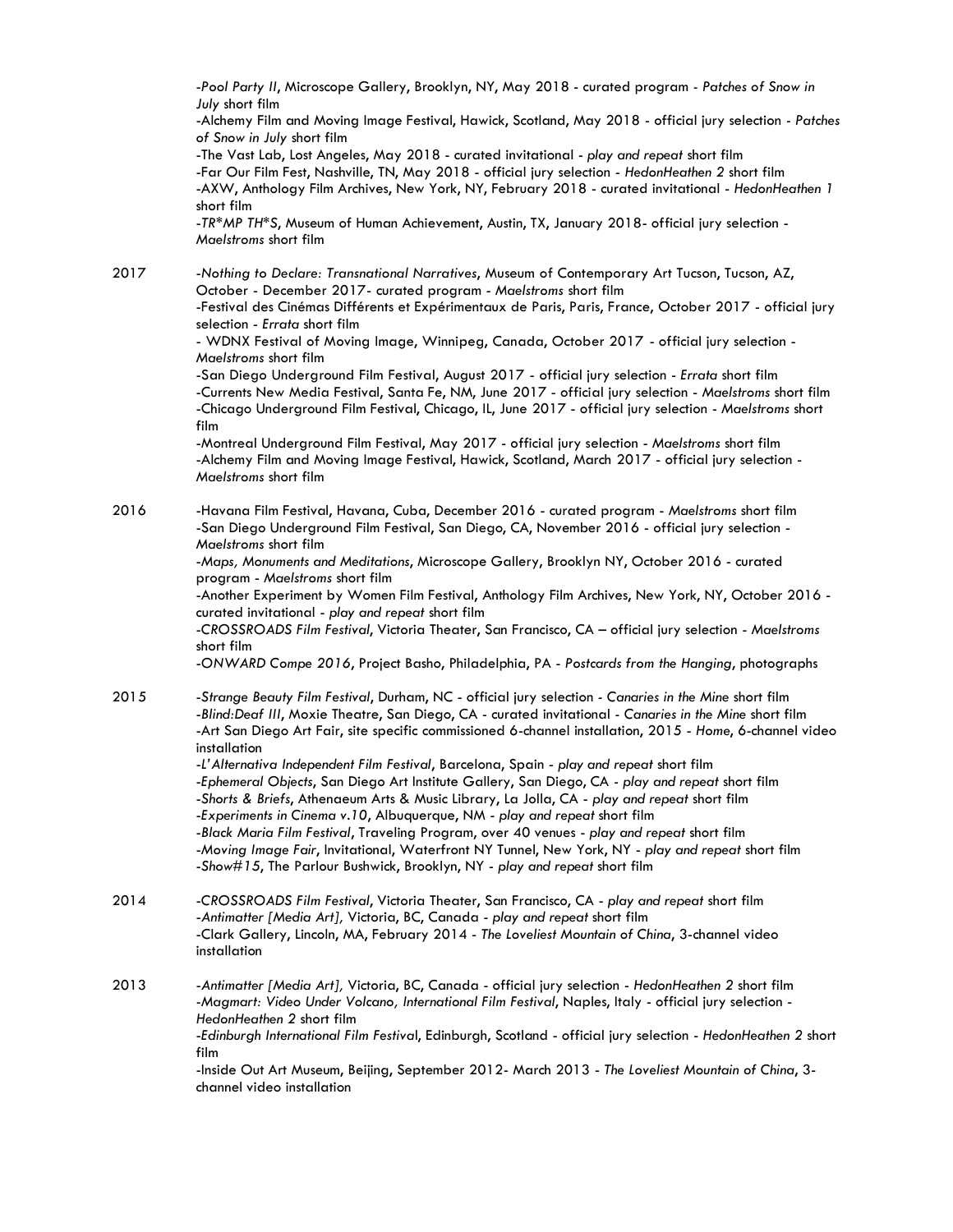-*Pool Party II*, Microscope Gallery, Brooklyn, NY, May 2018 - curated program - *Patches of Snow in July* short film
-Alchemy Film and Moving Image Festival, Hawick, Scotland, May 2018 - official jury selection - *Patches of Snow in July* short film
-The Vast Lab, Lost Angeles, May 2018 - curated invitational - *play and repeat* short film
-Far Our Film Fest, Nashville, TN, May 2018 - official jury selection - *HedonHeathen 2* short film
-AXW, Anthology Film Archives, New York, NY, February 2018 - curated invitational - *HedonHeathen 1* short film
-*TR*MP TH*S*, Museum of Human Achievement, Austin, TX, January 2018- official jury selection - *Maelstroms* short film

2017

-*Nothing to Declare: Transnational Narratives*, Museum of Contemporary Art Tucson, Tucson, AZ, October - December 2017- curated program - *Maelstroms* short film
-Festival des Cinémas Différents et Expérimentaux de Paris, Paris, France, October 2017 - official jury selection - *Errata* short film
- WDNX Festival of Moving Image, Winnipeg, Canada, October 2017 - official jury selection - *Maelstroms* short film
-San Diego Underground Film Festival, August 2017 - official jury selection - *Errata* short film
-Currents New Media Festival, Santa Fe, NM, June 2017 - official jury selection - *Maelstroms* short film
-Chicago Underground Film Festival, Chicago, IL, June 2017 - official jury selection - *Maelstroms* short film
-Montreal Underground Film Festival, May 2017 - official jury selection - *Maelstroms* short film
-Alchemy Film and Moving Image Festival, Hawick, Scotland, March 2017 - official jury selection - *Maelstroms* short film

2016

-Havana Film Festival, Havana, Cuba, December 2016 - curated program - *Maelstroms* short film
-San Diego Underground Film Festival, San Diego, CA, November 2016 - official jury selection - *Maelstroms* short film
-*Maps, Monuments and Meditations*, Microscope Gallery, Brooklyn NY, October 2016 - curated program - *Maelstroms* short film
-Another Experiment by Women Film Festival, Anthology Film Archives, New York, NY, October 2016 - curated invitational - *play and repeat* short film
-*CROSSROADS Film Festival*, Victoria Theater, San Francisco, CA – official jury selection - *Maelstroms* short film
-*ONWARD Compe 2016*, Project Basho, Philadelphia, PA - *Postcards from the Hanging*, photographs

2015

-*Strange Beauty Film Festival*, Durham, NC - official jury selection - *Canaries in the Mine* short film
-*Blind:Deaf III*, Moxie Theatre, San Diego, CA - curated invitational - *Canaries in the Mine* short film
-Art San Diego Art Fair, site specific commissioned 6-channel installation, 2015 - *Home*, 6-channel video installation
-*L'Alternativa Independent Film Festival*, Barcelona, Spain - *play and repeat* short film
-*Ephemeral Objects*, San Diego Art Institute Gallery, San Diego, CA - *play and repeat* short film
-*Shorts & Briefs*, Athenaeum Arts & Music Library, La Jolla, CA - *play and repeat* short film
-*Experiments in Cinema v.10*, Albuquerque, NM - *play and repeat* short film
-*Black Maria Film Festival*, Traveling Program, over 40 venues - *play and repeat* short film
-*Moving Image Fair*, Invitational, Waterfront NY Tunnel, New York, NY - *play and repeat* short film
-*Show#15*, The Parlour Bushwick, Brooklyn, NY - *play and repeat* short film

2014

-*CROSSROADS Film Festival*, Victoria Theater, San Francisco, CA - *play and repeat* short film
-*Antimatter [Media Art]*, Victoria, BC, Canada - *play and repeat* short film
-Clark Gallery, Lincoln, MA, February 2014 - *The Loveliest Mountain of China*, 3-channel video installation

2013

-*Antimatter [Media Art]*, Victoria, BC, Canada - official jury selection - *HedonHeathen 2* short film
-*Magmart: Video Under Volcano, International Film Festival*, Naples, Italy - official jury selection - *HedonHeathen 2* short film
-*Edinburgh International Film Festival*, Edinburgh, Scotland - official jury selection - *HedonHeathen 2* short film
-Inside Out Art Museum, Beijing, September 2012- March 2013 - *The Loveliest Mountain of China*, 3-channel video installation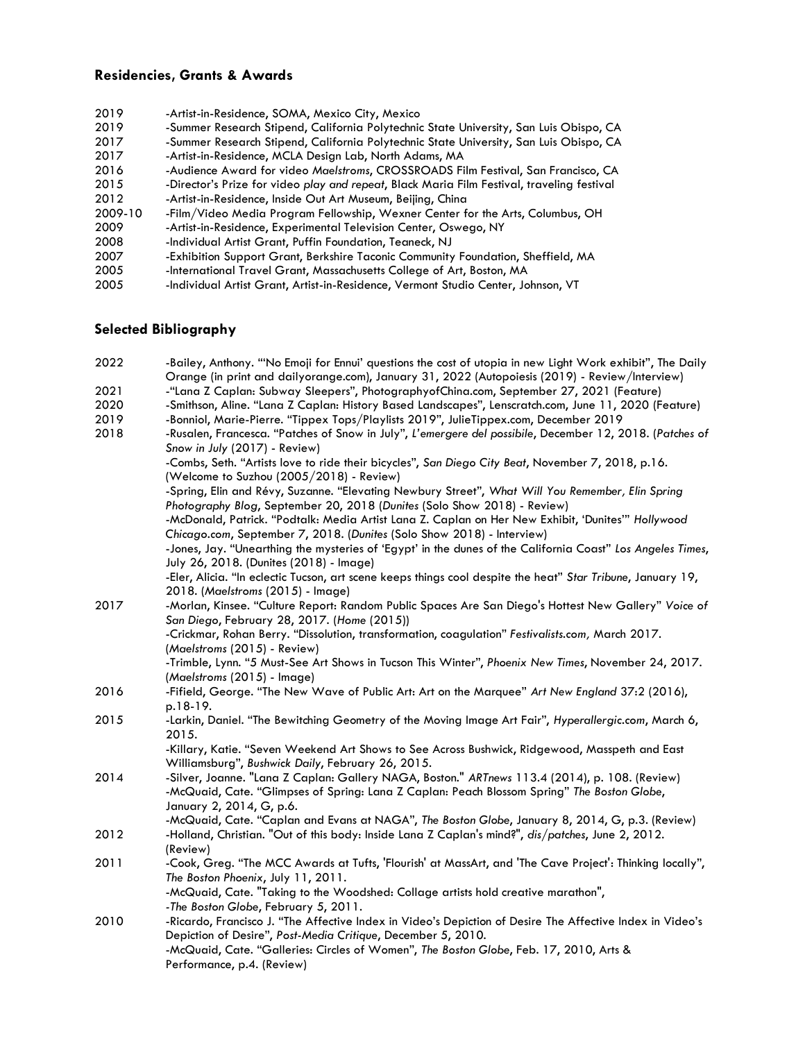### Residencies, Grants & Awards

| | |
|---|---|
| 2019 | -Artist-in-Residence, SOMA, Mexico City, Mexico |
| 2019 | -Summer Research Stipend, California Polytechnic State University, San Luis Obispo, CA |
| 2017 | -Summer Research Stipend, California Polytechnic State University, San Luis Obispo, CA |
| 2017 | -Artist-in-Residence, MCLA Design Lab, North Adams, MA |
| 2016 | -Audience Award for video *Maelstroms*, CROSSROADS Film Festival, San Francisco, CA |
| 2015 | -Director's Prize for video *play and repeat*, Black Maria Film Festival, traveling festival |
| 2012 | -Artist-in-Residence, Inside Out Art Museum, Beijing, China |
| 2009-10 | -Film/Video Media Program Fellowship, Wexner Center for the Arts, Columbus, OH |
| 2009 | -Artist-in-Residence, Experimental Television Center, Oswego, NY |
| 2008 | -Individual Artist Grant, Puffin Foundation, Teaneck, NJ |
| 2007 | -Exhibition Support Grant, Berkshire Taconic Community Foundation, Sheffield, MA |
| 2005 | -International Travel Grant, Massachusetts College of Art, Boston, MA |
| 2005 | -Individual Artist Grant, Artist-in-Residence, Vermont Studio Center, Johnson, VT |

### Selected Bibliography

| | |
|---|---|
| 2022 | -Bailey, Anthony. "'No Emoji for Ennui' questions the cost of utopia in new Light Work exhibit", The Daily Orange (in print and dailyorange.com), January 31, 2022 (Autopoiesis (2019) - Review/Interview) |
| 2021 | -"Lana Z Caplan: Subway Sleepers", PhotographyofChina.com, September 27, 2021 (Feature) |
| 2020 | -Smithson, Aline. "Lana Z Caplan: History Based Landscapes", Lenscratch.com, June 11, 2020 (Feature) |
| 2019 | -Bonniol, Marie-Pierre. "Tippex Tops/Playlists 2019", JulieTippex.com, December 2019 |
| 2018 | -Rusalen, Francesca. "Patches of Snow in July", *L'emergere del possibile*, December 12, 2018. (*Patches of Snow in July* (2017) - Review)<br>-Combs, Seth. "Artists love to ride their bicycles", *San Diego City Beat*, November 7, 2018, p.16. (Welcome to Suzhou (2005/2018) - Review)<br>-Spring, Elin and Révy, Suzanne. "Elevating Newbury Street", *What Will You Remember, Elin Spring Photography Blog*, September 20, 2018 (*Dunites* (Solo Show 2018) - Review)<br>-McDonald, Patrick. "Podtalk: Media Artist Lana Z. Caplan on Her New Exhibit, 'Dunites'" *Hollywood Chicago.com*, September 7, 2018. (*Dunites* (Solo Show 2018) - Interview)<br>-Jones, Jay. "Unearthing the mysteries of 'Egypt' in the dunes of the California Coast" *Los Angeles Times*, July 26, 2018. (Dunites (2018) - Image)<br>-Eler, Alicia. "In eclectic Tucson, art scene keeps things cool despite the heat" *Star Tribune*, January 19, 2018. (*Maelstroms* (2015) - Image) |
| 2017 | -Morlan, Kinsee. "Culture Report: Random Public Spaces Are San Diego's Hottest New Gallery" *Voice of San Diego*, February 28, 2017. (*Home* (2015))<br>-Crickmar, Rohan Berry. "Dissolution, transformation, coagulation" *Festivalists.com,* March 2017. (*Maelstroms* (2015) - Review)<br>-Trimble, Lynn. "5 Must-See Art Shows in Tucson This Winter", *Phoenix New Times*, November 24, 2017. (*Maelstroms* (2015) - Image) |
| 2016 | -Fifield, George. "The New Wave of Public Art: Art on the Marquee" *Art New England* 37:2 (2016), p.18-19. |
| 2015 | -Larkin, Daniel. "The Bewitching Geometry of the Moving Image Art Fair", *Hyperallergic.com*, March 6, 2015.<br>-Killary, Katie. "Seven Weekend Art Shows to See Across Bushwick, Ridgewood, Masspeth and East Williamsburg", *Bushwick Daily*, February 26, 2015. |
| 2014 | -Silver, Joanne. "Lana Z Caplan: Gallery NAGA, Boston." *ARTnews* 113.4 (2014), p. 108. (Review)<br>-McQuaid, Cate. "Glimpses of Spring: Lana Z Caplan: Peach Blossom Spring" *The Boston Globe*, January 2, 2014, G, p.6.<br>-McQuaid, Cate. "Caplan and Evans at NAGA", *The Boston Globe*, January 8, 2014, G, p.3. (Review) |
| 2012 | -Holland, Christian. "Out of this body: Inside Lana Z Caplan's mind?", *dis/patches*, June 2, 2012. (Review) |
| 2011 | -Cook, Greg. "The MCC Awards at Tufts, 'Flourish' at MassArt, and 'The Cave Project': Thinking locally", *The Boston Phoenix*, July 11, 2011.<br>-McQuaid, Cate. "Taking to the Woodshed: Collage artists hold creative marathon",<br>-*The Boston Globe*, February 5, 2011. |
| 2010 | -Ricardo, Francisco J. "The Affective Index in Video's Depiction of Desire The Affective Index in Video's Depiction of Desire", *Post-Media Critique*, December 5, 2010.<br>-McQuaid, Cate. "Galleries: Circles of Women", *The Boston Globe*, Feb. 17, 2010, Arts & Performance, p.4. (Review) |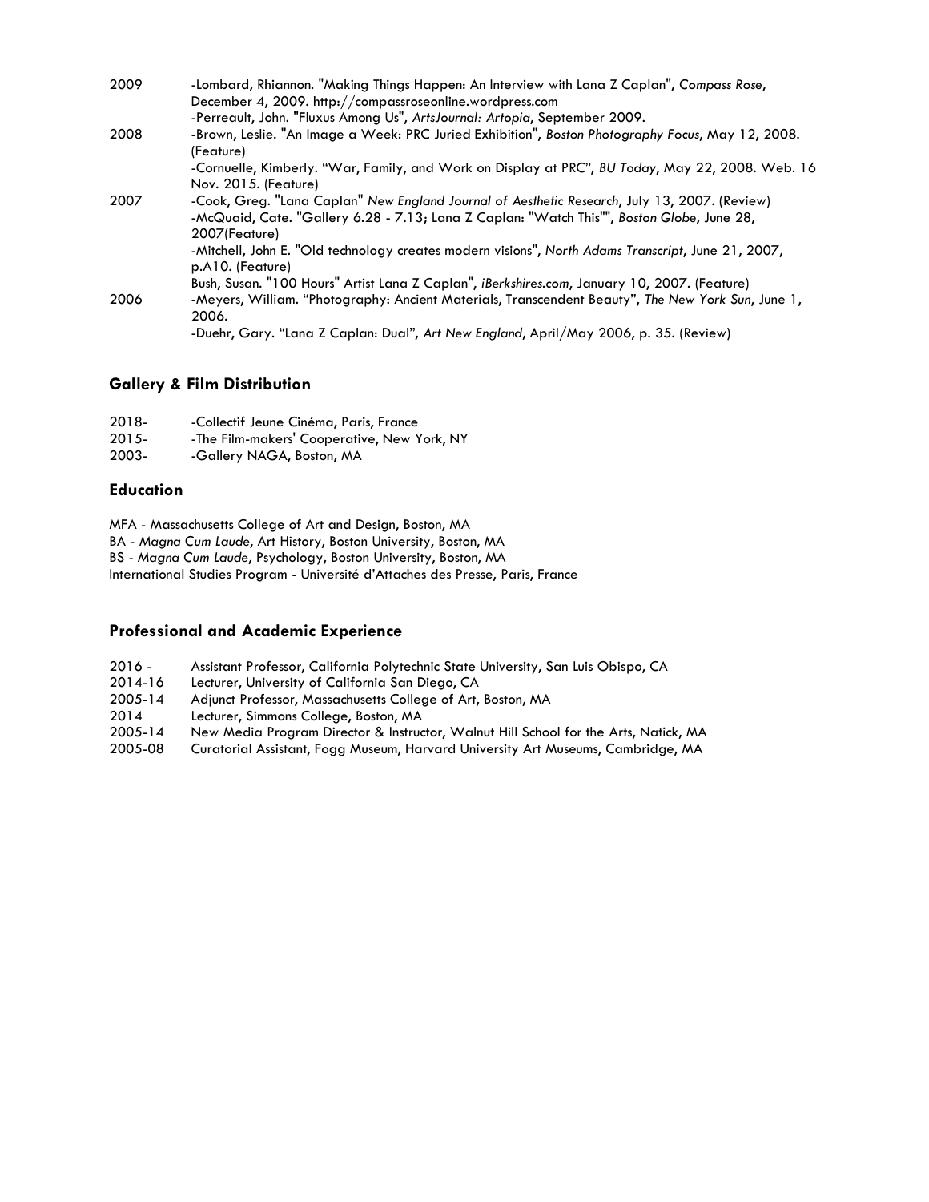| | |
|---|---|
| 2009 | -Lombard, Rhiannon. "Making Things Happen: An Interview with Lana Z Caplan", *Compass Rose*, December 4, 2009. http://compassroseonline.wordpress.com<br>-Perreault, John. "Fluxus Among Us", *ArtsJournal: Artopia*, September 2009. |
| 2008 | -Brown, Leslie. "An Image a Week: PRC Juried Exhibition", *Boston Photography Focus*, May 12, 2008. (Feature)<br>-Cornuelle, Kimberly. "War, Family, and Work on Display at PRC", *BU Today*, May 22, 2008. Web. 16 Nov. 2015. (Feature) |
| 2007 | -Cook, Greg. "Lana Caplan" *New England Journal of Aesthetic Research*, July 13, 2007. (Review)<br>-McQuaid, Cate. "Gallery 6.28 - 7.13; Lana Z Caplan: "Watch This"", *Boston Globe*, June 28, 2007(Feature)<br>-Mitchell, John E. "Old technology creates modern visions", *North Adams Transcript*, June 21, 2007, p.A10. (Feature)<br>Bush, Susan. "100 Hours" Artist Lana Z Caplan", *iBerkshires.com*, January 10, 2007. (Feature) |
| 2006 | -Meyers, William. "Photography: Ancient Materials, Transcendent Beauty", *The New York Sun*, June 1, 2006.<br>-Duehr, Gary. "Lana Z Caplan: Dual", *Art New England*, April/May 2006, p. 35. (Review) |

## Gallery & Film Distribution

| | |
|---|---|
| 2018- | -Collectif Jeune Cinéma, Paris, France |
| 2015- | -The Film-makers' Cooperative, New York, NY |
| 2003- | -Gallery NAGA, Boston, MA |

## Education

MFA - Massachusetts College of Art and Design, Boston, MA
BA - *Magna Cum Laude*, Art History, Boston University, Boston, MA
BS - *Magna Cum Laude*, Psychology, Boston University, Boston, MA
International Studies Program - Université d'Attaches des Presse, Paris, France

## Professional and Academic Experience

| | |
|---|---|
| 2016 - | Assistant Professor, California Polytechnic State University, San Luis Obispo, CA |
| 2014-16 | Lecturer, University of California San Diego, CA |
| 2005-14 | Adjunct Professor, Massachusetts College of Art, Boston, MA |
| 2014 | Lecturer, Simmons College, Boston, MA |
| 2005-14 | New Media Program Director & Instructor, Walnut Hill School for the Arts, Natick, MA |
| 2005-08 | Curatorial Assistant, Fogg Museum, Harvard University Art Museums, Cambridge, MA |